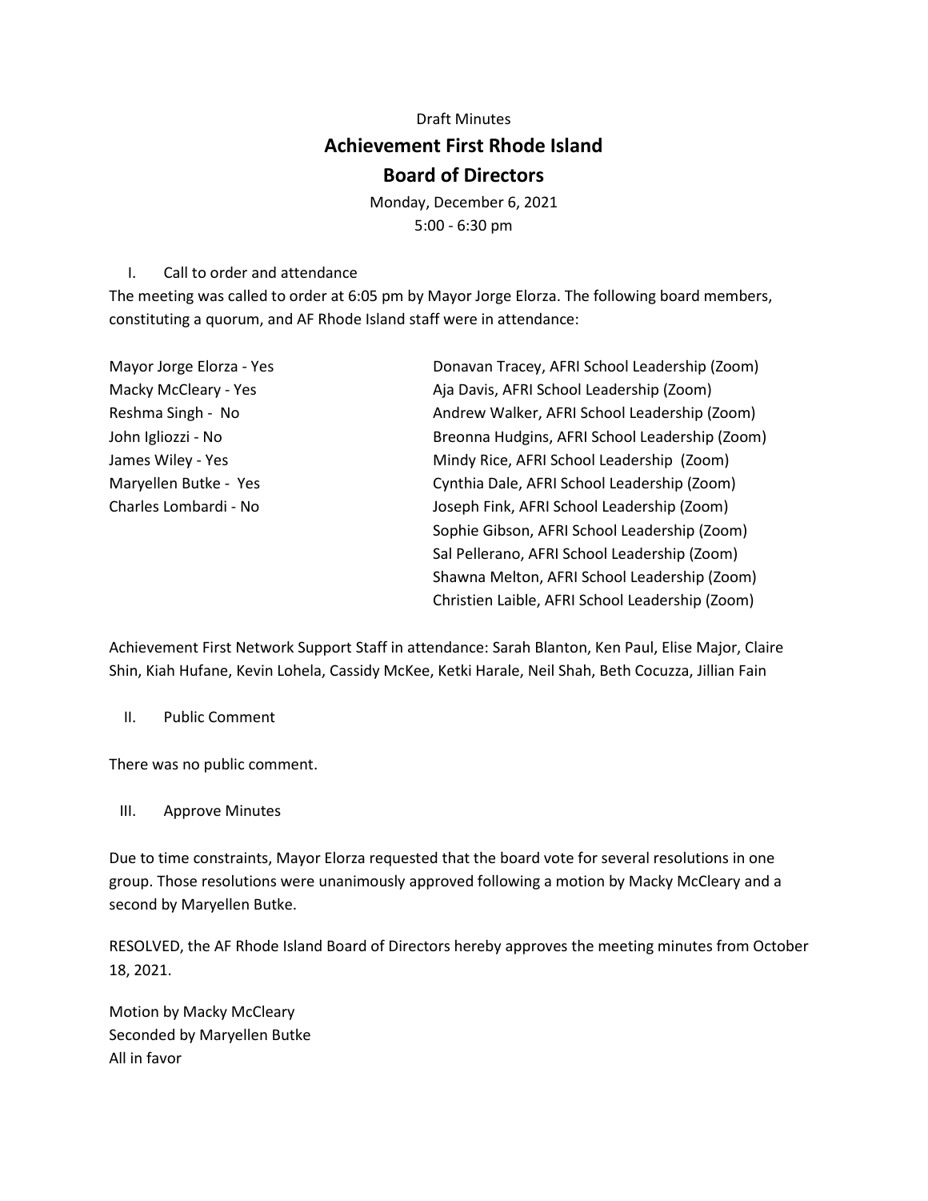Draft Minutes

# Achievement First Rhode Island

# Board of Directors

Monday, December 6, 2021

5:00 - 6:30 pm

I. Call to order and attendance

The meeting was called to order at 6:05 pm by Mayor Jorge Elorza. The following board members, constituting a quorum, and AF Rhode Island staff were in attendance:

Mayor Jorge Elorza - Yes
Macky McCleary - Yes
Reshma Singh - No
John Igliozzi - No
James Wiley - Yes
Maryellen Butke - Yes
Charles Lombardi - No

Donavan Tracey, AFRI School Leadership (Zoom)
Aja Davis, AFRI School Leadership (Zoom)
Andrew Walker, AFRI School Leadership (Zoom)
Breonna Hudgins, AFRI School Leadership (Zoom)
Mindy Rice, AFRI School Leadership (Zoom)
Cynthia Dale, AFRI School Leadership (Zoom)
Joseph Fink, AFRI School Leadership (Zoom)
Sophie Gibson, AFRI School Leadership (Zoom)
Sal Pellerano, AFRI School Leadership (Zoom)
Shawna Melton, AFRI School Leadership (Zoom)
Christien Laible, AFRI School Leadership (Zoom)

Achievement First Network Support Staff in attendance: Sarah Blanton, Ken Paul, Elise Major, Claire Shin, Kiah Hufane, Kevin Lohela, Cassidy McKee, Ketki Harale, Neil Shah, Beth Cocuzza, Jillian Fain

II. Public Comment

There was no public comment.

III. Approve Minutes

Due to time constraints, Mayor Elorza requested that the board vote for several resolutions in one group. Those resolutions were unanimously approved following a motion by Macky McCleary and a second by Maryellen Butke.

RESOLVED, the AF Rhode Island Board of Directors hereby approves the meeting minutes from October 18, 2021.

Motion by Macky McCleary
Seconded by Maryellen Butke
All in favor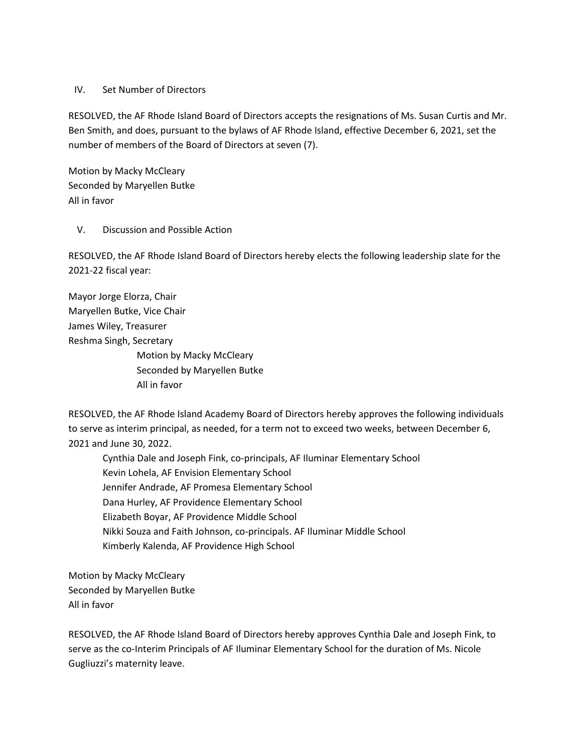IV. Set Number of Directors

RESOLVED, the AF Rhode Island Board of Directors accepts the resignations of Ms. Susan Curtis and Mr. Ben Smith, and does, pursuant to the bylaws of AF Rhode Island, effective December 6, 2021, set the number of members of the Board of Directors at seven (7).

Motion by Macky McCleary
Seconded by Maryellen Butke
All in favor

V. Discussion and Possible Action

RESOLVED, the AF Rhode Island Board of Directors hereby elects the following leadership slate for the 2021-22 fiscal year:

Mayor Jorge Elorza, Chair
Maryellen Butke, Vice Chair
James Wiley, Treasurer
Reshma Singh, Secretary

Motion by Macky McCleary
Seconded by Maryellen Butke
All in favor

RESOLVED, the AF Rhode Island Academy Board of Directors hereby approves the following individuals to serve as interim principal, as needed, for a term not to exceed two weeks, between December 6, 2021 and June 30, 2022.

Cynthia Dale and Joseph Fink, co-principals, AF Iluminar Elementary School
Kevin Lohela, AF Envision Elementary School
Jennifer Andrade, AF Promesa Elementary School
Dana Hurley, AF Providence Elementary School
Elizabeth Boyar, AF Providence Middle School
Nikki Souza and Faith Johnson, co-principals. AF Iluminar Middle School
Kimberly Kalenda, AF Providence High School

Motion by Macky McCleary
Seconded by Maryellen Butke
All in favor

RESOLVED, the AF Rhode Island Board of Directors hereby approves Cynthia Dale and Joseph Fink, to serve as the co-Interim Principals of AF Iluminar Elementary School for the duration of Ms. Nicole Gugliuzzi's maternity leave.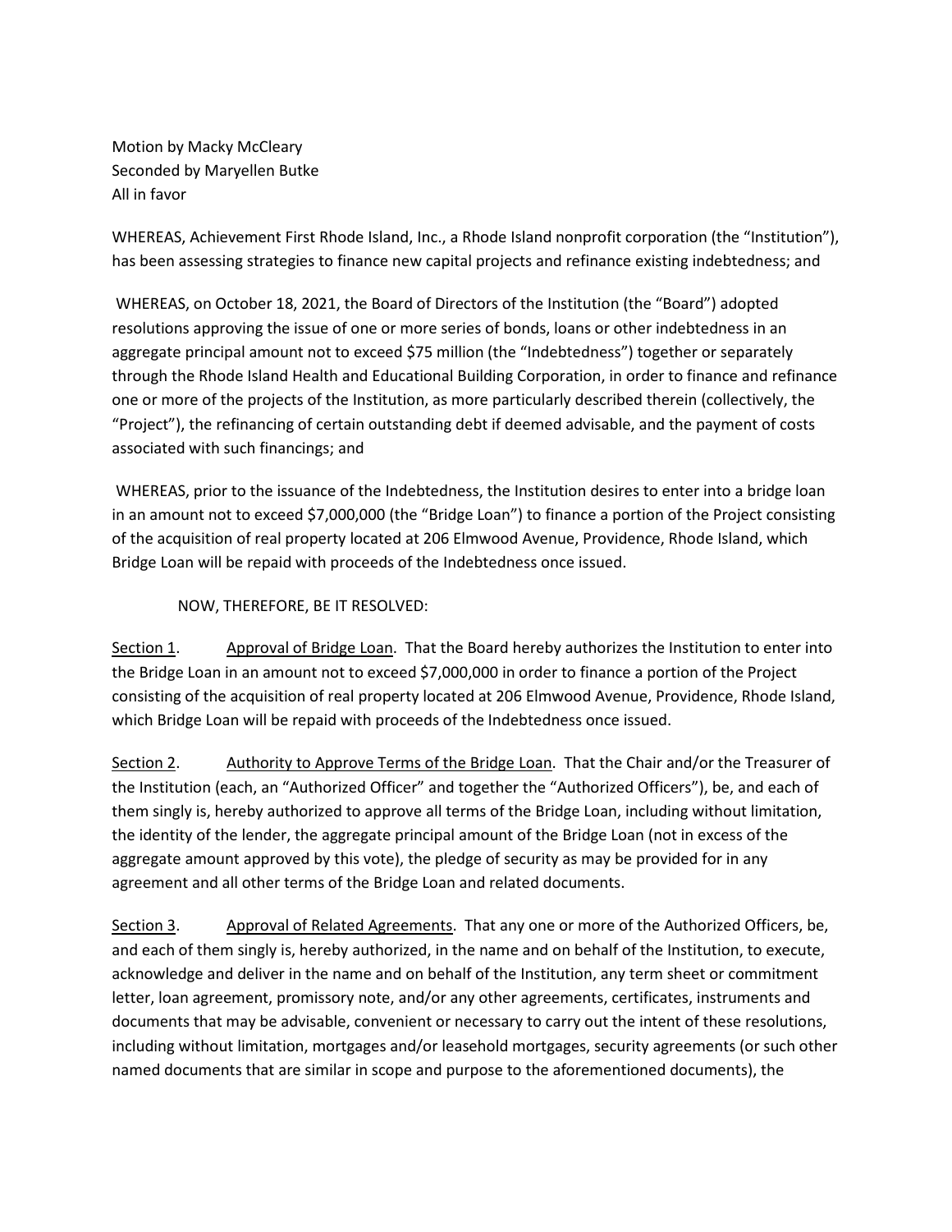Motion by Macky McCleary
Seconded by Maryellen Butke
All in favor

WHEREAS, Achievement First Rhode Island, Inc., a Rhode Island nonprofit corporation (the "Institution"), has been assessing strategies to finance new capital projects and refinance existing indebtedness; and

WHEREAS, on October 18, 2021, the Board of Directors of the Institution (the "Board") adopted resolutions approving the issue of one or more series of bonds, loans or other indebtedness in an aggregate principal amount not to exceed $75 million (the "Indebtedness") together or separately through the Rhode Island Health and Educational Building Corporation, in order to finance and refinance one or more of the projects of the Institution, as more particularly described therein (collectively, the "Project"), the refinancing of certain outstanding debt if deemed advisable, and the payment of costs associated with such financings; and

WHEREAS, prior to the issuance of the Indebtedness, the Institution desires to enter into a bridge loan in an amount not to exceed $7,000,000 (the "Bridge Loan") to finance a portion of the Project consisting of the acquisition of real property located at 206 Elmwood Avenue, Providence, Rhode Island, which Bridge Loan will be repaid with proceeds of the Indebtedness once issued.

NOW, THEREFORE, BE IT RESOLVED:

Section 1. Approval of Bridge Loan. That the Board hereby authorizes the Institution to enter into the Bridge Loan in an amount not to exceed $7,000,000 in order to finance a portion of the Project consisting of the acquisition of real property located at 206 Elmwood Avenue, Providence, Rhode Island, which Bridge Loan will be repaid with proceeds of the Indebtedness once issued.

Section 2. Authority to Approve Terms of the Bridge Loan. That the Chair and/or the Treasurer of the Institution (each, an "Authorized Officer" and together the "Authorized Officers"), be, and each of them singly is, hereby authorized to approve all terms of the Bridge Loan, including without limitation, the identity of the lender, the aggregate principal amount of the Bridge Loan (not in excess of the aggregate amount approved by this vote), the pledge of security as may be provided for in any agreement and all other terms of the Bridge Loan and related documents.

Section 3. Approval of Related Agreements. That any one or more of the Authorized Officers, be, and each of them singly is, hereby authorized, in the name and on behalf of the Institution, to execute, acknowledge and deliver in the name and on behalf of the Institution, any term sheet or commitment letter, loan agreement, promissory note, and/or any other agreements, certificates, instruments and documents that may be advisable, convenient or necessary to carry out the intent of these resolutions, including without limitation, mortgages and/or leasehold mortgages, security agreements (or such other named documents that are similar in scope and purpose to the aforementioned documents), the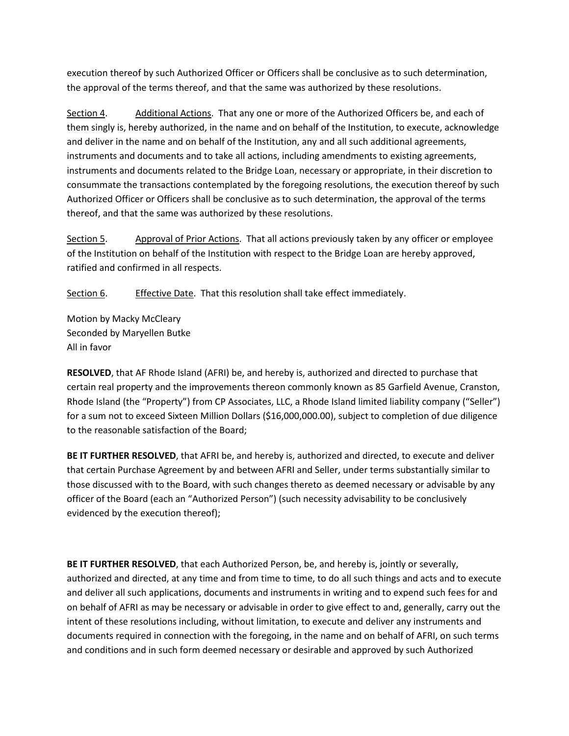execution thereof by such Authorized Officer or Officers shall be conclusive as to such determination, the approval of the terms thereof, and that the same was authorized by these resolutions.

<u>Section 4</u>. <u>Additional Actions</u>. That any one or more of the Authorized Officers be, and each of them singly is, hereby authorized, in the name and on behalf of the Institution, to execute, acknowledge and deliver in the name and on behalf of the Institution, any and all such additional agreements, instruments and documents and to take all actions, including amendments to existing agreements, instruments and documents related to the Bridge Loan, necessary or appropriate, in their discretion to consummate the transactions contemplated by the foregoing resolutions, the execution thereof by such Authorized Officer or Officers shall be conclusive as to such determination, the approval of the terms thereof, and that the same was authorized by these resolutions.

<u>Section 5</u>. <u>Approval of Prior Actions</u>. That all actions previously taken by any officer or employee of the Institution on behalf of the Institution with respect to the Bridge Loan are hereby approved, ratified and confirmed in all respects.

<u>Section 6</u>. <u>Effective Date</u>. That this resolution shall take effect immediately.

Motion by Macky McCleary
Seconded by Maryellen Butke
All in favor

**RESOLVED**, that AF Rhode Island (AFRI) be, and hereby is, authorized and directed to purchase that certain real property and the improvements thereon commonly known as 85 Garfield Avenue, Cranston, Rhode Island (the "Property") from CP Associates, LLC, a Rhode Island limited liability company ("Seller") for a sum not to exceed Sixteen Million Dollars ($16,000,000.00), subject to completion of due diligence to the reasonable satisfaction of the Board;

**BE IT FURTHER RESOLVED**, that AFRI be, and hereby is, authorized and directed, to execute and deliver that certain Purchase Agreement by and between AFRI and Seller, under terms substantially similar to those discussed with to the Board, with such changes thereto as deemed necessary or advisable by any officer of the Board (each an "Authorized Person") (such necessity advisability to be conclusively evidenced by the execution thereof);

**BE IT FURTHER RESOLVED**, that each Authorized Person, be, and hereby is, jointly or severally, authorized and directed, at any time and from time to time, to do all such things and acts and to execute and deliver all such applications, documents and instruments in writing and to expend such fees for and on behalf of AFRI as may be necessary or advisable in order to give effect to and, generally, carry out the intent of these resolutions including, without limitation, to execute and deliver any instruments and documents required in connection with the foregoing, in the name and on behalf of AFRI, on such terms and conditions and in such form deemed necessary or desirable and approved by such Authorized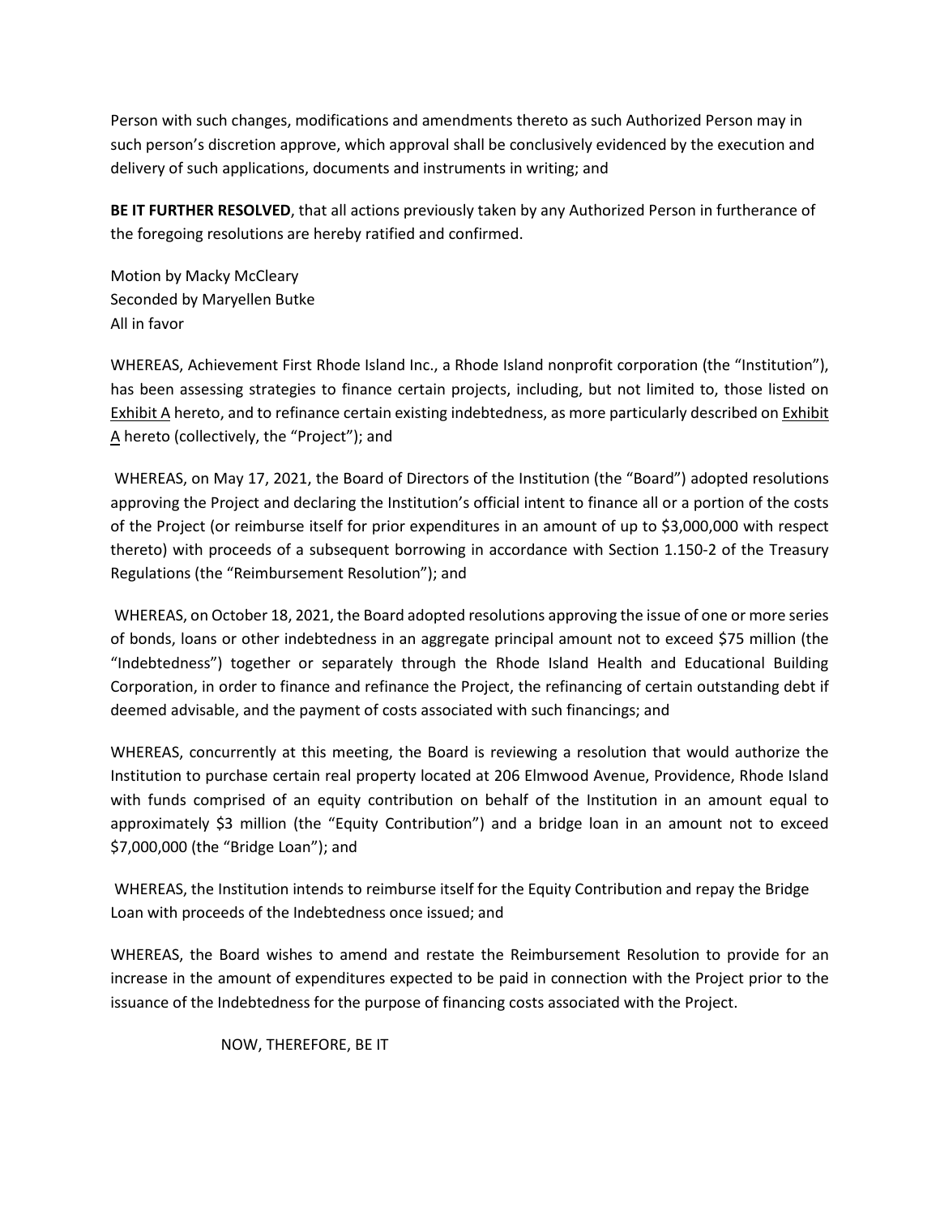Person with such changes, modifications and amendments thereto as such Authorized Person may in such person's discretion approve, which approval shall be conclusively evidenced by the execution and delivery of such applications, documents and instruments in writing; and

**BE IT FURTHER RESOLVED**, that all actions previously taken by any Authorized Person in furtherance of the foregoing resolutions are hereby ratified and confirmed.

Motion by Macky McCleary
Seconded by Maryellen Butke
All in favor

WHEREAS, Achievement First Rhode Island Inc., a Rhode Island nonprofit corporation (the "Institution"), has been assessing strategies to finance certain projects, including, but not limited to, those listed on Exhibit A hereto, and to refinance certain existing indebtedness, as more particularly described on Exhibit A hereto (collectively, the "Project"); and

WHEREAS, on May 17, 2021, the Board of Directors of the Institution (the "Board") adopted resolutions approving the Project and declaring the Institution's official intent to finance all or a portion of the costs of the Project (or reimburse itself for prior expenditures in an amount of up to $3,000,000 with respect thereto) with proceeds of a subsequent borrowing in accordance with Section 1.150-2 of the Treasury Regulations (the "Reimbursement Resolution"); and

WHEREAS, on October 18, 2021, the Board adopted resolutions approving the issue of one or more series of bonds, loans or other indebtedness in an aggregate principal amount not to exceed $75 million (the "Indebtedness") together or separately through the Rhode Island Health and Educational Building Corporation, in order to finance and refinance the Project, the refinancing of certain outstanding debt if deemed advisable, and the payment of costs associated with such financings; and

WHEREAS, concurrently at this meeting, the Board is reviewing a resolution that would authorize the Institution to purchase certain real property located at 206 Elmwood Avenue, Providence, Rhode Island with funds comprised of an equity contribution on behalf of the Institution in an amount equal to approximately $3 million (the "Equity Contribution") and a bridge loan in an amount not to exceed $7,000,000 (the "Bridge Loan"); and

WHEREAS, the Institution intends to reimburse itself for the Equity Contribution and repay the Bridge Loan with proceeds of the Indebtedness once issued; and

WHEREAS, the Board wishes to amend and restate the Reimbursement Resolution to provide for an increase in the amount of expenditures expected to be paid in connection with the Project prior to the issuance of the Indebtedness for the purpose of financing costs associated with the Project.

NOW, THEREFORE, BE IT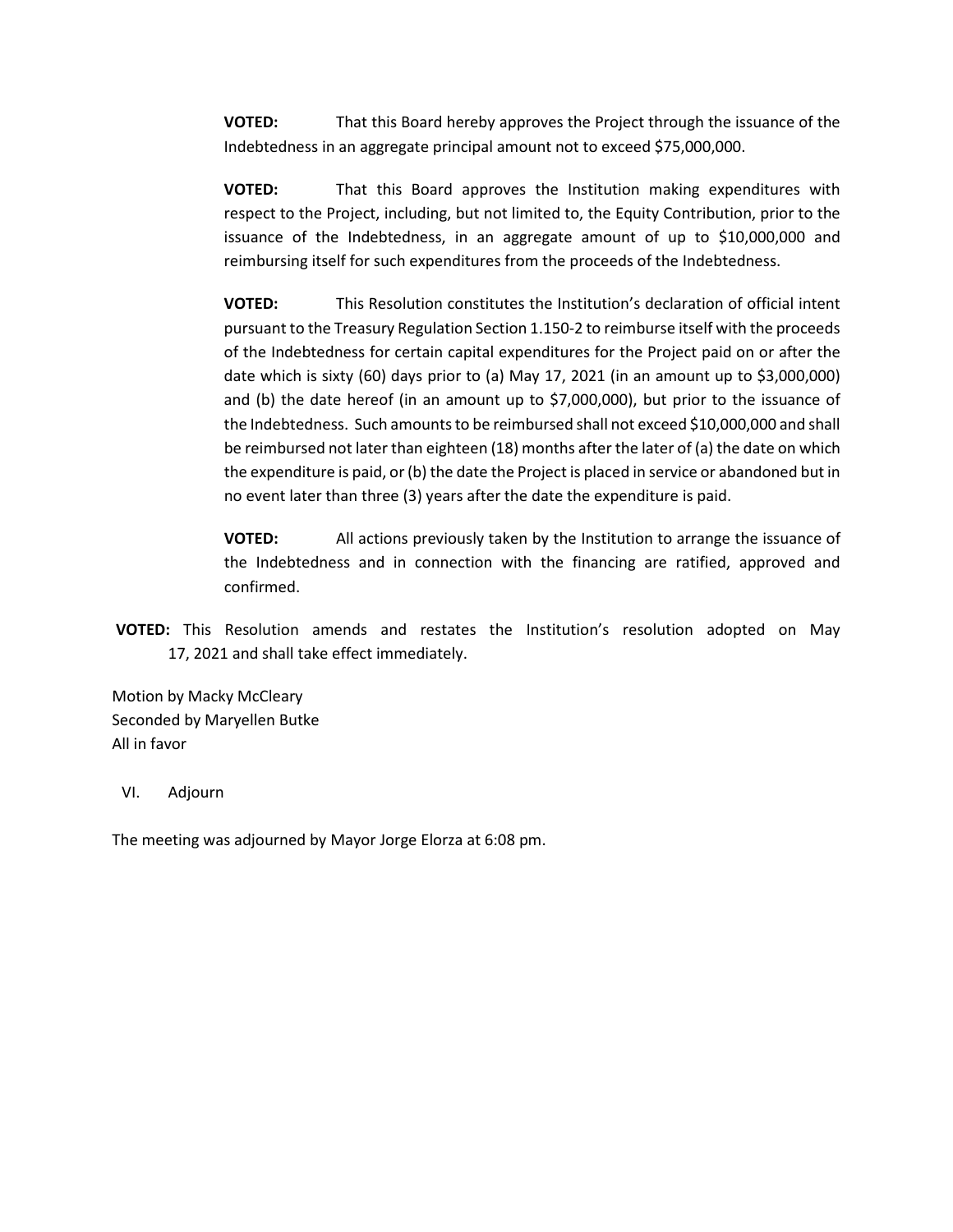**VOTED:** That this Board hereby approves the Project through the issuance of the Indebtedness in an aggregate principal amount not to exceed $75,000,000.

**VOTED:** That this Board approves the Institution making expenditures with respect to the Project, including, but not limited to, the Equity Contribution, prior to the issuance of the Indebtedness, in an aggregate amount of up to $10,000,000 and reimbursing itself for such expenditures from the proceeds of the Indebtedness.

**VOTED:** This Resolution constitutes the Institution's declaration of official intent pursuant to the Treasury Regulation Section 1.150-2 to reimburse itself with the proceeds of the Indebtedness for certain capital expenditures for the Project paid on or after the date which is sixty (60) days prior to (a) May 17, 2021 (in an amount up to $3,000,000) and (b) the date hereof (in an amount up to $7,000,000), but prior to the issuance of the Indebtedness. Such amounts to be reimbursed shall not exceed $10,000,000 and shall be reimbursed not later than eighteen (18) months after the later of (a) the date on which the expenditure is paid, or (b) the date the Project is placed in service or abandoned but in no event later than three (3) years after the date the expenditure is paid.

**VOTED:** All actions previously taken by the Institution to arrange the issuance of the Indebtedness and in connection with the financing are ratified, approved and confirmed.

**VOTED:** This Resolution amends and restates the Institution's resolution adopted on May 17, 2021 and shall take effect immediately.

Motion by Macky McCleary
Seconded by Maryellen Butke
All in favor

VI. Adjourn

The meeting was adjourned by Mayor Jorge Elorza at 6:08 pm.